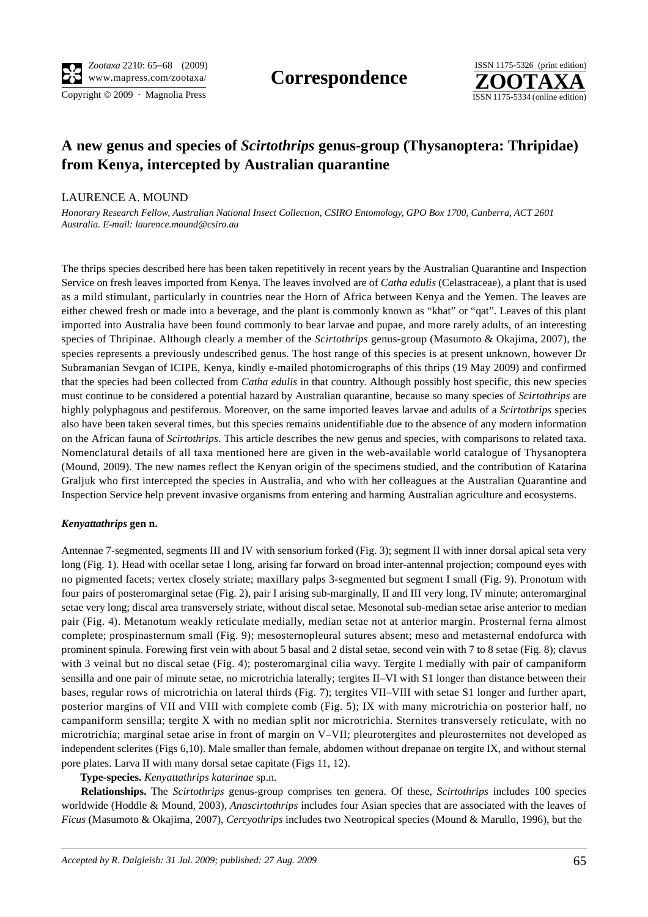**Correspondence**

# A new genus and species of *Scirtothrips* genus-group (Thysanoptera: Thripidae) from Kenya, intercepted by Australian quarantine

LAURENCE A. MOUND

*Honorary Research Fellow, Australian National Insect Collection, CSIRO Entomology, GPO Box 1700, Canberra, ACT 2601 Australia. E-mail: laurence.mound@csiro.au*

The thrips species described here has been taken repetitively in recent years by the Australian Quarantine and Inspection Service on fresh leaves imported from Kenya. The leaves involved are of *Catha edulis* (Celastraceae), a plant that is used as a mild stimulant, particularly in countries near the Horn of Africa between Kenya and the Yemen. The leaves are either chewed fresh or made into a beverage, and the plant is commonly known as "khat" or "qat". Leaves of this plant imported into Australia have been found commonly to bear larvae and pupae, and more rarely adults, of an interesting species of Thripinae. Although clearly a member of the *Scirtothrips* genus-group (Masumoto & Okajima, 2007), the species represents a previously undescribed genus. The host range of this species is at present unknown, however Dr Subramanian Sevgan of ICIPE, Kenya, kindly e-mailed photomicrographs of this thrips (19 May 2009) and confirmed that the species had been collected from *Catha edulis* in that country. Although possibly host specific, this new species must continue to be considered a potential hazard by Australian quarantine, because so many species of *Scirtothrips* are highly polyphagous and pestiferous. Moreover, on the same imported leaves larvae and adults of a *Scirtothrips* species also have been taken several times, but this species remains unidentifiable due to the absence of any modern information on the African fauna of *Scirtothrips*. This article describes the new genus and species, with comparisons to related taxa. Nomenclatural details of all taxa mentioned here are given in the web-available world catalogue of Thysanoptera (Mound, 2009). The new names reflect the Kenyan origin of the specimens studied, and the contribution of Katarina Graljuk who first intercepted the species in Australia, and who with her colleagues at the Australian Quarantine and Inspection Service help prevent invasive organisms from entering and harming Australian agriculture and ecosystems.

## *Kenyattathrips* gen n.

Antennae 7-segmented, segments III and IV with sensorium forked (Fig. 3); segment II with inner dorsal apical seta very long (Fig. 1). Head with ocellar setae I long, arising far forward on broad inter-antennal projection; compound eyes with no pigmented facets; vertex closely striate; maxillary palps 3-segmented but segment I small (Fig. 9). Pronotum with four pairs of posteromarginal setae (Fig. 2), pair I arising sub-marginally, II and III very long, IV minute; anteromarginal setae very long; discal area transversely striate, without discal setae. Mesonotal sub-median setae arise anterior to median pair (Fig. 4). Metanotum weakly reticulate medially, median setae not at anterior margin. Prosternal ferna almost complete; prospinasternum small (Fig. 9); mesosternopleural sutures absent; meso and metasternal endofurca with prominent spinula. Forewing first vein with about 5 basal and 2 distal setae, second vein with 7 to 8 setae (Fig. 8); clavus with 3 veinal but no discal setae (Fig. 4); posteromarginal cilia wavy. Tergite I medially with pair of campaniform sensilla and one pair of minute setae, no microtrichia laterally; tergites II–VI with S1 longer than distance between their bases, regular rows of microtrichia on lateral thirds (Fig. 7); tergites VII–VIII with setae S1 longer and further apart, posterior margins of VII and VIII with complete comb (Fig. 5); IX with many microtrichia on posterior half, no campaniform sensilla; tergite X with no median split nor microtrichia. Sternites transversely reticulate, with no microtrichia; marginal setae arise in front of margin on V–VII; pleurotergites and pleurosternites not developed as independent sclerites (Figs 6,10). Male smaller than female, abdomen without drepanae on tergite IX, and without sternal pore plates. Larva II with many dorsal setae capitate (Figs 11, 12).

**Type-species.** *Kenyattathrips katarinae* sp.n.

**Relationships.** The *Scirtothrips* genus-group comprises ten genera. Of these, *Scirtothrips* includes 100 species worldwide (Hoddle & Mound, 2003), *Anascirtothrips* includes four Asian species that are associated with the leaves of *Ficus* (Masumoto & Okajima, 2007), *Cercyothrips* includes two Neotropical species (Mound & Marullo, 1996), but the

*Accepted by R. Dalgleish: 31 Jul. 2009; published: 27 Aug. 2009*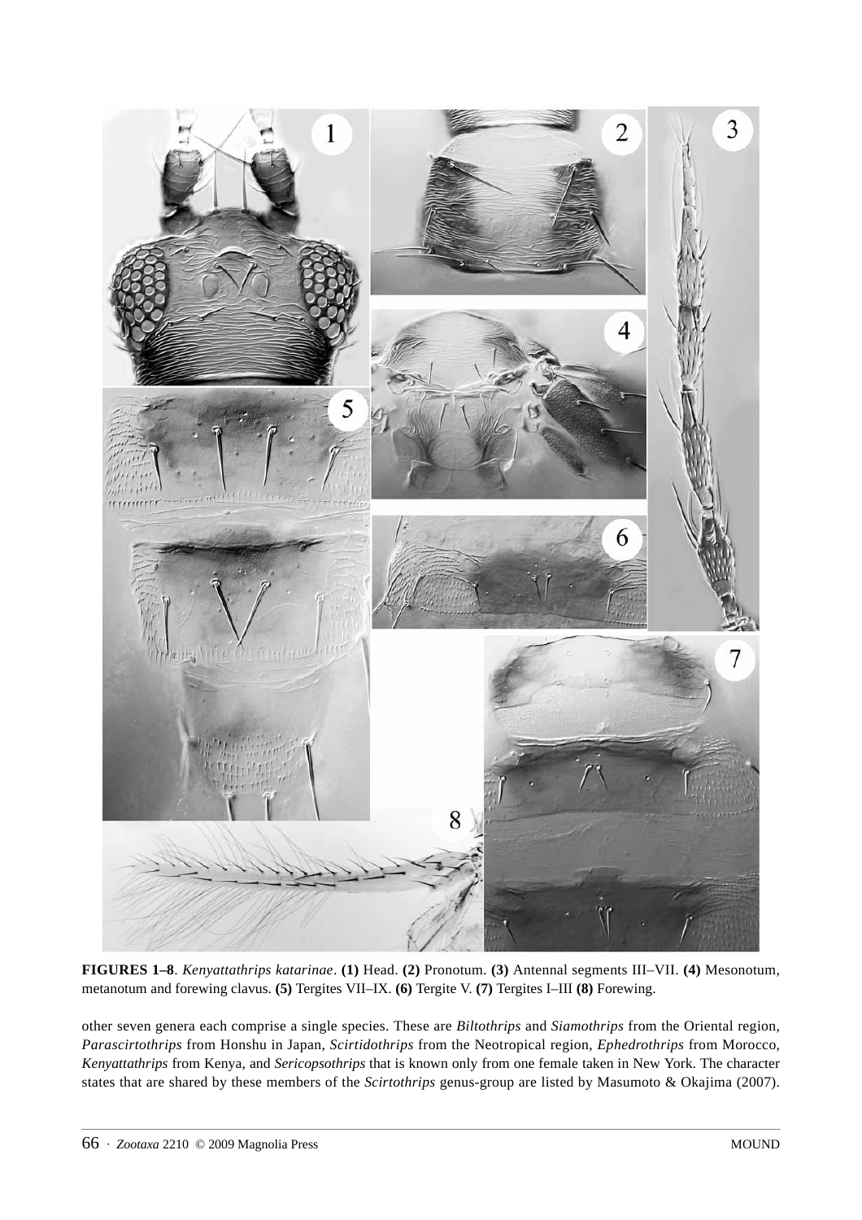**FIGURES 1–8**. *Kenyattathrips katarinae*. **(1)** Head. **(2)** Pronotum. **(3)** Antennal segments III–VII. **(4)** Mesonotum, metanotum and forewing clavus. **(5)** Tergites VII–IX. **(6)** Tergite V. **(7)** Tergites I–III **(8)** Forewing.

other seven genera each comprise a single species. These are *Biltothrips* and *Siamothrips* from the Oriental region, *Parascirtothrips* from Honshu in Japan, *Scirtidothrips* from the Neotropical region, *Ephedrothrips* from Morocco, *Kenyattathrips* from Kenya, and *Sericopsothrips* that is known only from one female taken in New York. The character states that are shared by these members of the *Scirtothrips* genus-group are listed by Masumoto & Okajima (2007).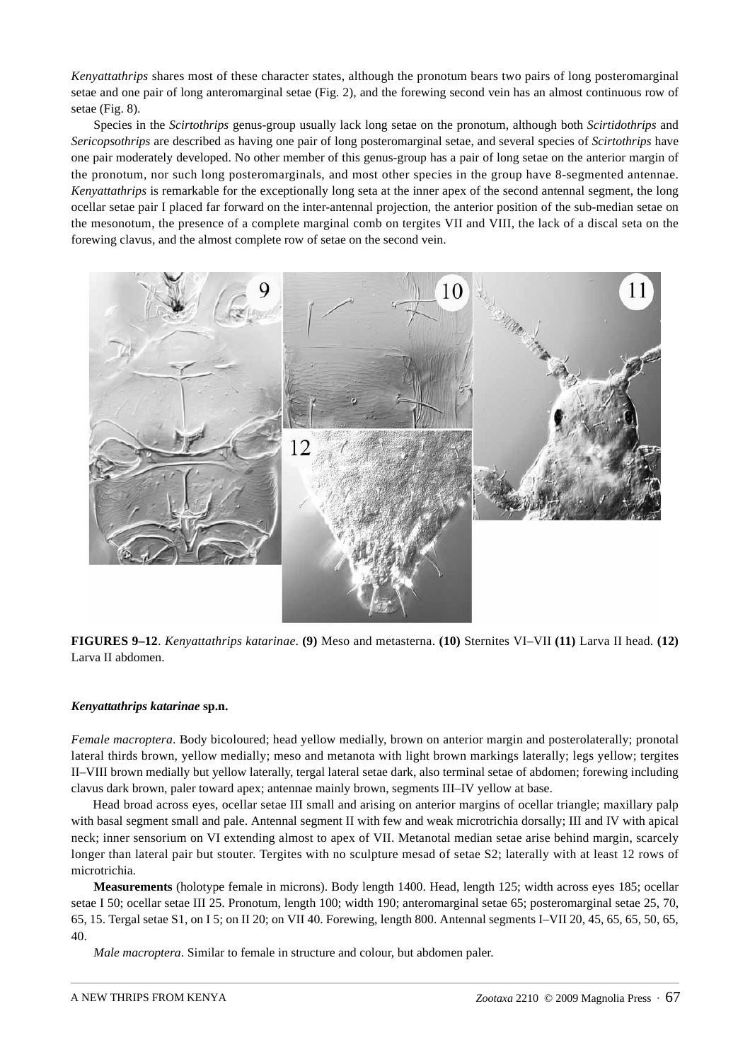*Kenyattathrips* shares most of these character states, although the pronotum bears two pairs of long posteromarginal setae and one pair of long anteromarginal setae (Fig. 2), and the forewing second vein has an almost continuous row of setae (Fig. 8).

Species in the *Scirtothrips* genus-group usually lack long setae on the pronotum, although both *Scirtidothrips* and *Sericopsothrips* are described as having one pair of long posteromarginal setae, and several species of *Scirtothrips* have one pair moderately developed. No other member of this genus-group has a pair of long setae on the anterior margin of the pronotum, nor such long posteromarginals, and most other species in the group have 8-segmented antennae. *Kenyattathrips* is remarkable for the exceptionally long seta at the inner apex of the second antennal segment, the long ocellar setae pair I placed far forward on the inter-antennal projection, the anterior position of the sub-median setae on the mesonotum, the presence of a complete marginal comb on tergites VII and VIII, the lack of a discal seta on the forewing clavus, and the almost complete row of setae on the second vein.

**FIGURES 9–12**. *Kenyattathrips katarinae*. **(9)** Meso and metasterna. **(10)** Sternites VI–VII **(11)** Larva II head. **(12)** Larva II abdomen.

### *Kenyattathrips katarinae* sp.n.

*Female macroptera*. Body bicoloured; head yellow medially, brown on anterior margin and posterolaterally; pronotal lateral thirds brown, yellow medially; meso and metanota with light brown markings laterally; legs yellow; tergites II–VIII brown medially but yellow laterally, tergal lateral setae dark, also terminal setae of abdomen; forewing including clavus dark brown, paler toward apex; antennae mainly brown, segments III–IV yellow at base.

Head broad across eyes, ocellar setae III small and arising on anterior margins of ocellar triangle; maxillary palp with basal segment small and pale. Antennal segment II with few and weak microtrichia dorsally; III and IV with apical neck; inner sensorium on VI extending almost to apex of VII. Metanotal median setae arise behind margin, scarcely longer than lateral pair but stouter. Tergites with no sculpture mesad of setae S2; laterally with at least 12 rows of microtrichia.

**Measurements** (holotype female in microns). Body length 1400. Head, length 125; width across eyes 185; ocellar setae I 50; ocellar setae III 25. Pronotum, length 100; width 190; anteromarginal setae 65; posteromarginal setae 25, 70, 65, 15. Tergal setae S1, on I 5; on II 20; on VII 40. Forewing, length 800. Antennal segments I–VII 20, 45, 65, 65, 50, 65, 40.

*Male macroptera*. Similar to female in structure and colour, but abdomen paler.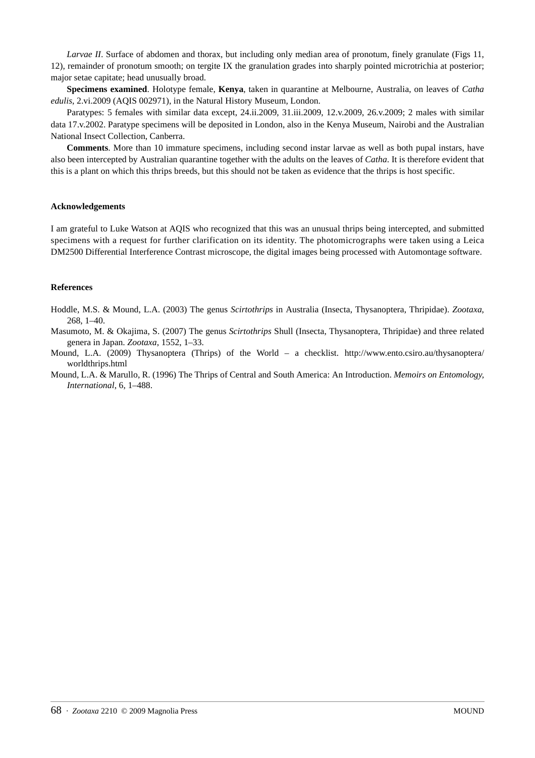*Larvae II*. Surface of abdomen and thorax, but including only median area of pronotum, finely granulate (Figs 11, 12), remainder of pronotum smooth; on tergite IX the granulation grades into sharply pointed microtrichia at posterior; major setae capitate; head unusually broad.

**Specimens examined**. Holotype female, **Kenya**, taken in quarantine at Melbourne, Australia, on leaves of *Catha edulis*, 2.vi.2009 (AQIS 002971), in the Natural History Museum, London.

Paratypes: 5 females with similar data except, 24.ii.2009, 31.iii.2009, 12.v.2009, 26.v.2009; 2 males with similar data 17.v.2002. Paratype specimens will be deposited in London, also in the Kenya Museum, Nairobi and the Australian National Insect Collection, Canberra.

**Comments**. More than 10 immature specimens, including second instar larvae as well as both pupal instars, have also been intercepted by Australian quarantine together with the adults on the leaves of *Catha*. It is therefore evident that this is a plant on which this thrips breeds, but this should not be taken as evidence that the thrips is host specific.

## Acknowledgements

I am grateful to Luke Watson at AQIS who recognized that this was an unusual thrips being intercepted, and submitted specimens with a request for further clarification on its identity. The photomicrographs were taken using a Leica DM2500 Differential Interference Contrast microscope, the digital images being processed with Automontage software.

## References

Hoddle, M.S. & Mound, L.A. (2003) The genus *Scirtothrips* in Australia (Insecta, Thysanoptera, Thripidae). *Zootaxa*, 268, 1–40.

Masumoto, M. & Okajima, S. (2007) The genus *Scirtothrips* Shull (Insecta, Thysanoptera, Thripidae) and three related genera in Japan. *Zootaxa*, 1552, 1–33.

Mound, L.A. (2009) Thysanoptera (Thrips) of the World – a checklist. http://www.ento.csiro.au/thysanoptera/worldthrips.html

Mound, L.A. & Marullo, R. (1996) The Thrips of Central and South America: An Introduction. *Memoirs on Entomology, International*, 6, 1–488.